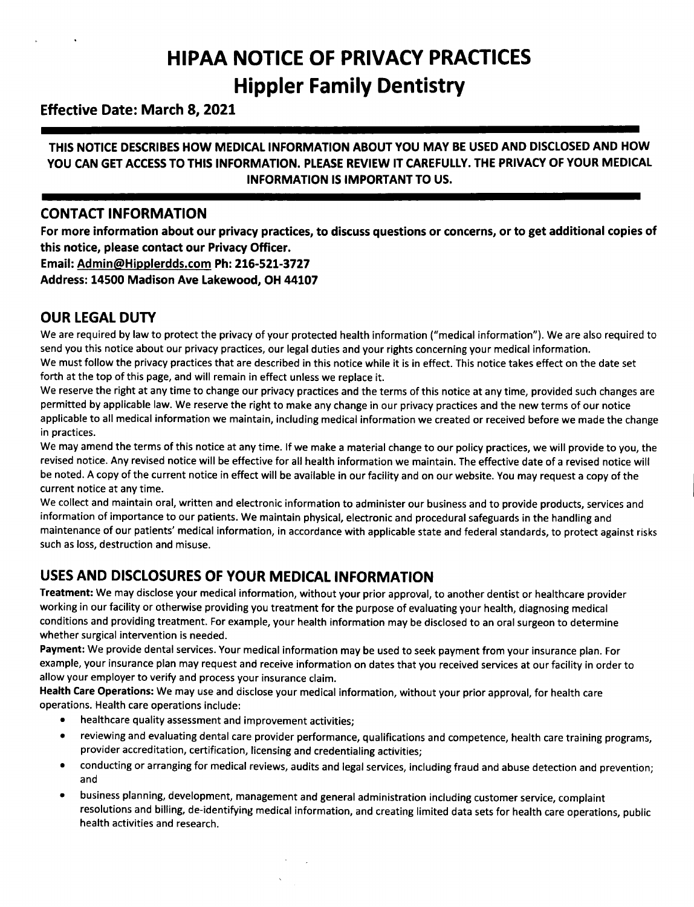# HIPAA NOTICE OF PRIVACY PRACTICES
# Hippler Family Dentistry

**Effective Date: March 8, 2021**

---

**THIS NOTICE DESCRIBES HOW MEDICAL INFORMATION ABOUT YOU MAY BE USED AND DISCLOSED AND HOW YOU CAN GET ACCESS TO THIS INFORMATION. PLEASE REVIEW IT CAREFULLY. THE PRIVACY OF YOUR MEDICAL INFORMATION IS IMPORTANT TO US.**

---

## CONTACT INFORMATION

**For more information about our privacy practices, to discuss questions or concerns, or to get additional copies of this notice, please contact our Privacy Officer.**
**Email: Admin@Hipplerdds.com Ph: 216-521-3727**
**Address: 14500 Madison Ave Lakewood, OH 44107**

## OUR LEGAL DUTY

We are required by law to protect the privacy of your protected health information ("medical information"). We are also required to send you this notice about our privacy practices, our legal duties and your rights concerning your medical information.
We must follow the privacy practices that are described in this notice while it is in effect. This notice takes effect on the date set forth at the top of this page, and will remain in effect unless we replace it.
We reserve the right at any time to change our privacy practices and the terms of this notice at any time, provided such changes are permitted by applicable law. We reserve the right to make any change in our privacy practices and the new terms of our notice applicable to all medical information we maintain, including medical information we created or received before we made the change in practices.
We may amend the terms of this notice at any time. If we make a material change to our policy practices, we will provide to you, the revised notice. Any revised notice will be effective for all health information we maintain. The effective date of a revised notice will be noted. A copy of the current notice in effect will be available in our facility and on our website. You may request a copy of the current notice at any time.
We collect and maintain oral, written and electronic information to administer our business and to provide products, services and information of importance to our patients. We maintain physical, electronic and procedural safeguards in the handling and maintenance of our patients' medical information, in accordance with applicable state and federal standards, to protect against risks such as loss, destruction and misuse.

## USES AND DISCLOSURES OF YOUR MEDICAL INFORMATION

**Treatment:** We may disclose your medical information, without your prior approval, to another dentist or healthcare provider working in our facility or otherwise providing you treatment for the purpose of evaluating your health, diagnosing medical conditions and providing treatment. For example, your health information may be disclosed to an oral surgeon to determine whether surgical intervention is needed.

**Payment:** We provide dental services. Your medical information may be used to seek payment from your insurance plan. For example, your insurance plan may request and receive information on dates that you received services at our facility in order to allow your employer to verify and process your insurance claim.

**Health Care Operations:** We may use and disclose your medical information, without your prior approval, for health care operations. Health care operations include:

- healthcare quality assessment and improvement activities;
- reviewing and evaluating dental care provider performance, qualifications and competence, health care training programs, provider accreditation, certification, licensing and credentialing activities;
- conducting or arranging for medical reviews, audits and legal services, including fraud and abuse detection and prevention; and
- business planning, development, management and general administration including customer service, complaint resolutions and billing, de-identifying medical information, and creating limited data sets for health care operations, public health activities and research.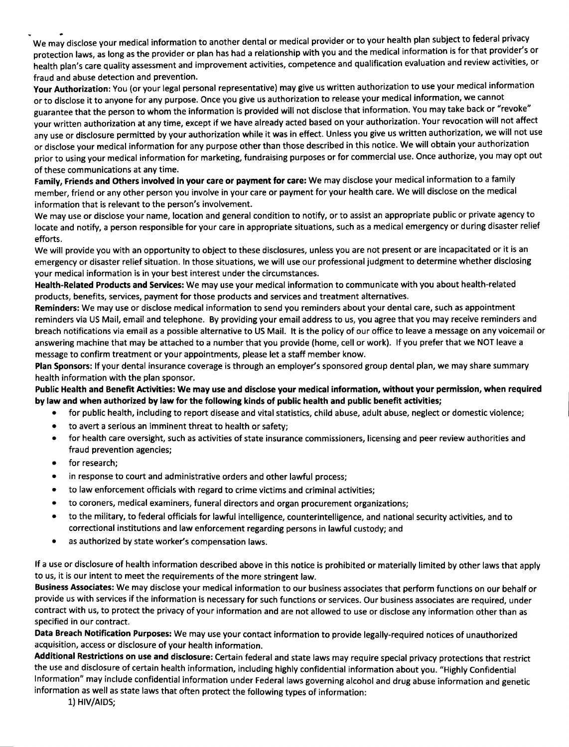We may disclose your medical information to another dental or medical provider or to your health plan subject to federal privacy protection laws, as long as the provider or plan has had a relationship with you and the medical information is for that provider's or health plan's care quality assessment and improvement activities, competence and qualification evaluation and review activities, or fraud and abuse detection and prevention.

**Your Authorization:** You (or your legal personal representative) may give us written authorization to use your medical information or to disclose it to anyone for any purpose. Once you give us authorization to release your medical information, we cannot guarantee that the person to whom the information is provided will not disclose that information. You may take back or "revoke" your written authorization at any time, except if we have already acted based on your authorization. Your revocation will not affect any use or disclosure permitted by your authorization while it was in effect. Unless you give us written authorization, we will not use or disclose your medical information for any purpose other than those described in this notice. We will obtain your authorization prior to using your medical information for marketing, fundraising purposes or for commercial use. Once authorize, you may opt out of these communications at any time.

**Family, Friends and Others involved in your care or payment for care:** We may disclose your medical information to a family member, friend or any other person you involve in your care or payment for your health care. We will disclose on the medical information that is relevant to the person's involvement.

We may use or disclose your name, location and general condition to notify, or to assist an appropriate public or private agency to locate and notify, a person responsible for your care in appropriate situations, such as a medical emergency or during disaster relief efforts.

We will provide you with an opportunity to object to these disclosures, unless you are not present or are incapacitated or it is an emergency or disaster relief situation. In those situations, we will use our professional judgment to determine whether disclosing your medical information is in your best interest under the circumstances.

**Health-Related Products and Services:** We may use your medical information to communicate with you about health-related products, benefits, services, payment for those products and services and treatment alternatives.

**Reminders:** We may use or disclose medical information to send you reminders about your dental care, such as appointment reminders via US Mail, email and telephone. By providing your email address to us, you agree that you may receive reminders and breach notifications via email as a possible alternative to US Mail. It is the policy of our office to leave a message on any voicemail or answering machine that may be attached to a number that you provide (home, cell or work). If you prefer that we NOT leave a message to confirm treatment or your appointments, please let a staff member know.

**Plan Sponsors:** If your dental insurance coverage is through an employer's sponsored group dental plan, we may share summary health information with the plan sponsor.

**Public Health and Benefit Activities: We may use and disclose your medical information, without your permission, when required by law and when authorized by law for the following kinds of public health and public benefit activities;**

- for public health, including to report disease and vital statistics, child abuse, adult abuse, neglect or domestic violence;
- to avert a serious an imminent threat to health or safety;
- for health care oversight, such as activities of state insurance commissioners, licensing and peer review authorities and fraud prevention agencies;
- for research;
- in response to court and administrative orders and other lawful process;
- to law enforcement officials with regard to crime victims and criminal activities;
- to coroners, medical examiners, funeral directors and organ procurement organizations;
- to the military, to federal officials for lawful intelligence, counterintelligence, and national security activities, and to correctional institutions and law enforcement regarding persons in lawful custody; and
- as authorized by state worker's compensation laws.

If a use or disclosure of health information described above in this notice is prohibited or materially limited by other laws that apply to us, it is our intent to meet the requirements of the more stringent law.

**Business Associates:** We may disclose your medical information to our business associates that perform functions on our behalf or provide us with services if the information is necessary for such functions or services. Our business associates are required, under contract with us, to protect the privacy of your information and are not allowed to use or disclose any information other than as specified in our contract.

**Data Breach Notification Purposes:** We may use your contact information to provide legally-required notices of unauthorized acquisition, access or disclosure of your health information.

**Additional Restrictions on use and disclosure:** Certain federal and state laws may require special privacy protections that restrict the use and disclosure of certain health information, including highly confidential information about you. "Highly Confidential Information" may include confidential information under Federal laws governing alcohol and drug abuse information and genetic information as well as state laws that often protect the following types of information:

1) HIV/AIDS;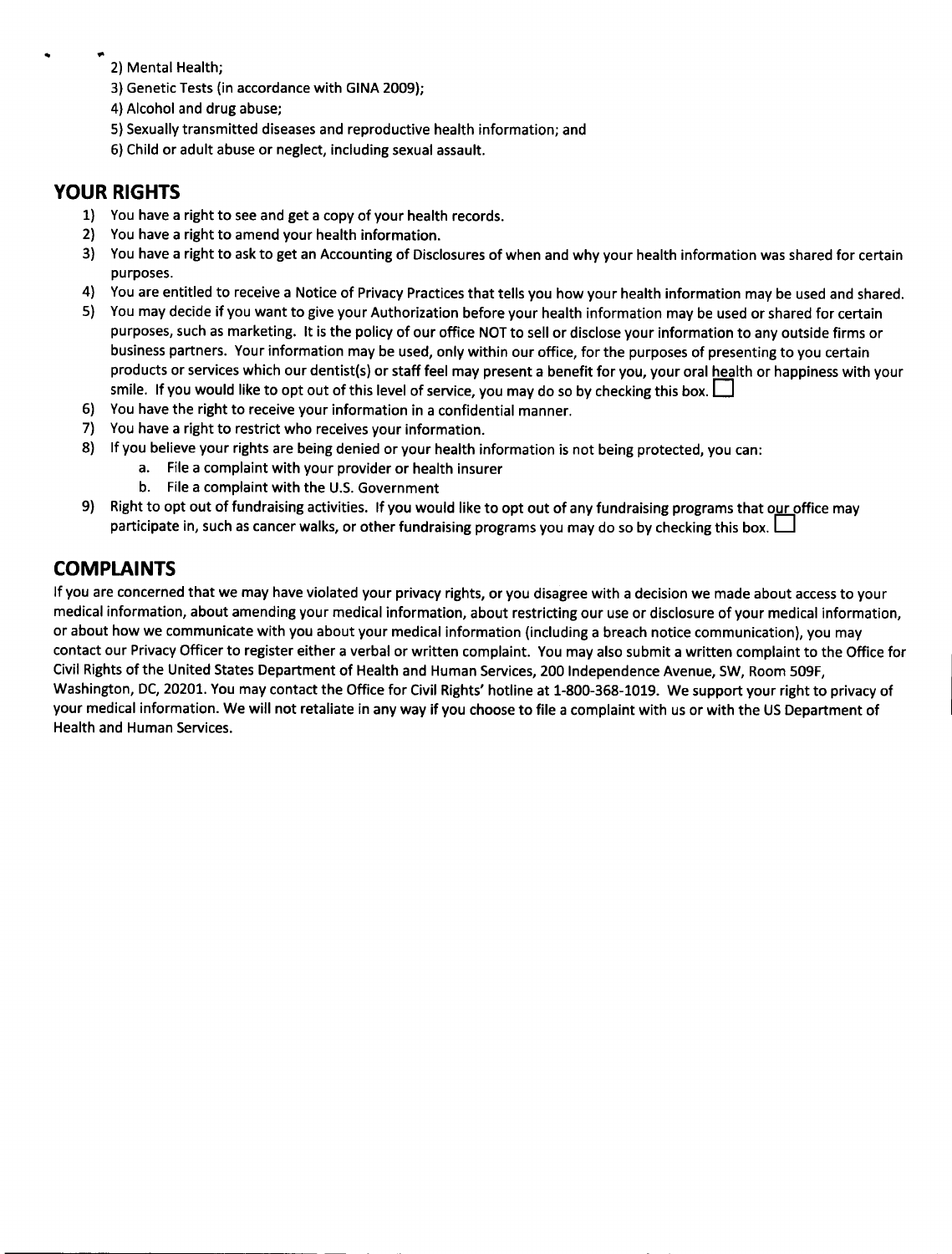2) Mental Health;

3) Genetic Tests (in accordance with GINA 2009);

4) Alcohol and drug abuse;

5) Sexually transmitted diseases and reproductive health information; and

6) Child or adult abuse or neglect, including sexual assault.

## YOUR RIGHTS

1) You have a right to see and get a copy of your health records.
2) You have a right to amend your health information.
3) You have a right to ask to get an Accounting of Disclosures of when and why your health information was shared for certain purposes.
4) You are entitled to receive a Notice of Privacy Practices that tells you how your health information may be used and shared.
5) You may decide if you want to give your Authorization before your health information may be used or shared for certain purposes, such as marketing. It is the policy of our office NOT to sell or disclose your information to any outside firms or business partners. Your information may be used, only within our office, for the purposes of presenting to you certain products or services which our dentist(s) or staff feel may present a benefit for you, your oral health or happiness with your smile. If you would like to opt out of this level of service, you may do so by checking this box. ☐
6) You have the right to receive your information in a confidential manner.
7) You have a right to restrict who receives your information.
8) If you believe your rights are being denied or your health information is not being protected, you can:
   a. File a complaint with your provider or health insurer
   b. File a complaint with the U.S. Government
9) Right to opt out of fundraising activities. If you would like to opt out of any fundraising programs that our office may participate in, such as cancer walks, or other fundraising programs you may do so by checking this box. ☐

## COMPLAINTS

If you are concerned that we may have violated your privacy rights, or you disagree with a decision we made about access to your medical information, about amending your medical information, about restricting our use or disclosure of your medical information, or about how we communicate with you about your medical information (including a breach notice communication), you may contact our Privacy Officer to register either a verbal or written complaint. You may also submit a written complaint to the Office for Civil Rights of the United States Department of Health and Human Services, 200 Independence Avenue, SW, Room 509F, Washington, DC, 20201. You may contact the Office for Civil Rights' hotline at 1-800-368-1019. We support your right to privacy of your medical information. We will not retaliate in any way if you choose to file a complaint with us or with the US Department of Health and Human Services.